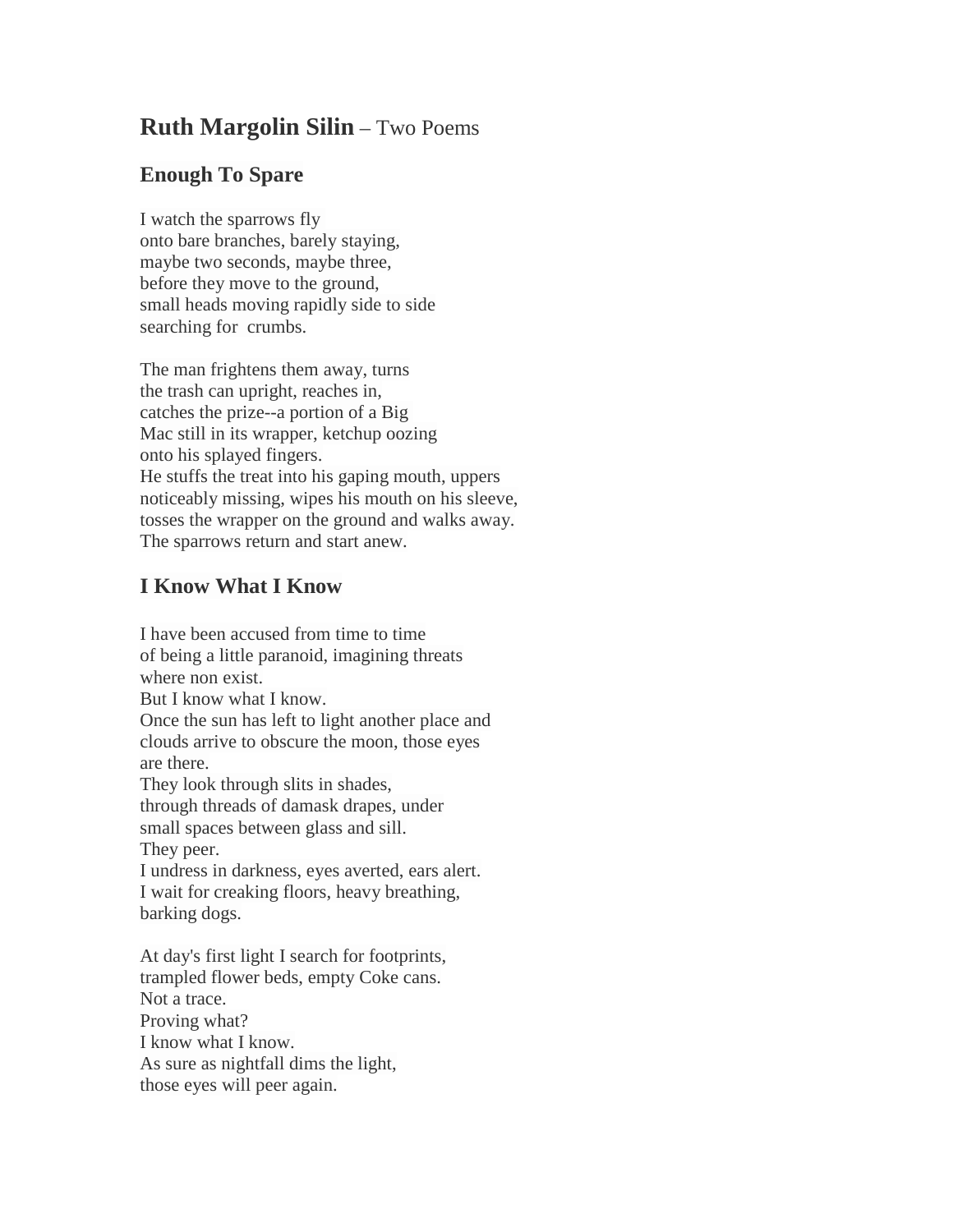# **Ruth Margolin Silin** – Two Poems

## Enough To Spare

I watch the sparrows fly  
onto bare branches, barely staying,  
maybe two seconds, maybe three,  
before they move to the ground,  
small heads moving rapidly side to side  
searching for crumbs.

The man frightens them away, turns  
the trash can upright, reaches in,  
catches the prize--a portion of a Big  
Mac still in its wrapper, ketchup oozing  
onto his splayed fingers.  
He stuffs the treat into his gaping mouth, uppers  
noticeably missing, wipes his mouth on his sleeve,  
tosses the wrapper on the ground and walks away.  
The sparrows return and start anew.

## I Know What I Know

I have been accused from time to time  
of being a little paranoid, imagining threats  
where non exist.  
But I know what I know.  
Once the sun has left to light another place and  
clouds arrive to obscure the moon, those eyes  
are there.  
They look through slits in shades,  
through threads of damask drapes, under  
small spaces between glass and sill.  
They peer.  
I undress in darkness, eyes averted, ears alert.  
I wait for creaking floors, heavy breathing,  
barking dogs.

At day's first light I search for footprints,  
trampled flower beds, empty Coke cans.  
Not a trace.  
Proving what?  
I know what I know.  
As sure as nightfall dims the light,  
those eyes will peer again.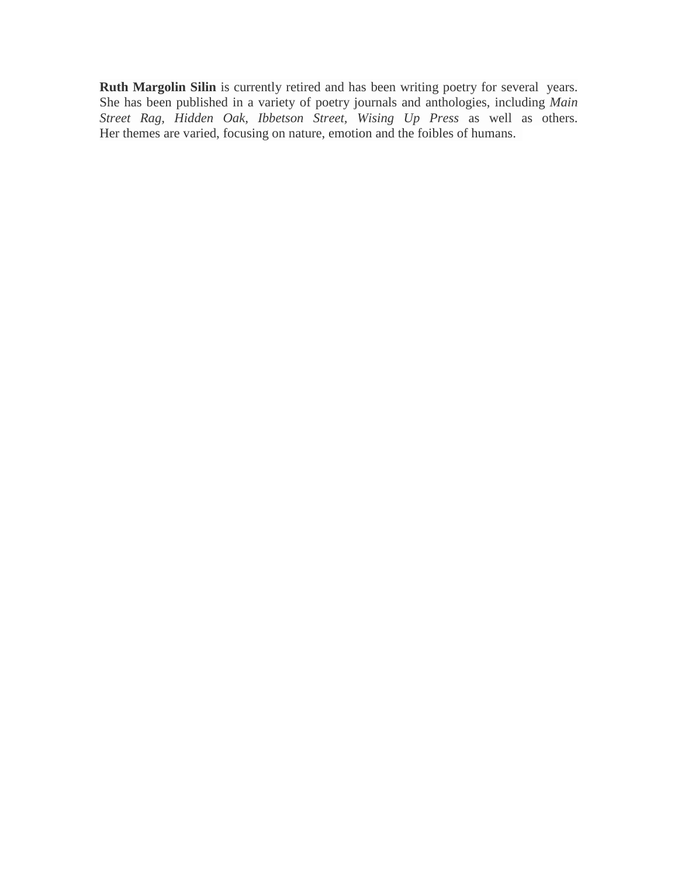**Ruth Margolin Silin** is currently retired and has been writing poetry for several years. She has been published in a variety of poetry journals and anthologies, including *Main Street Rag, Hidden Oak, Ibbetson Street, Wising Up Press* as well as others. Her themes are varied, focusing on nature, emotion and the foibles of humans.